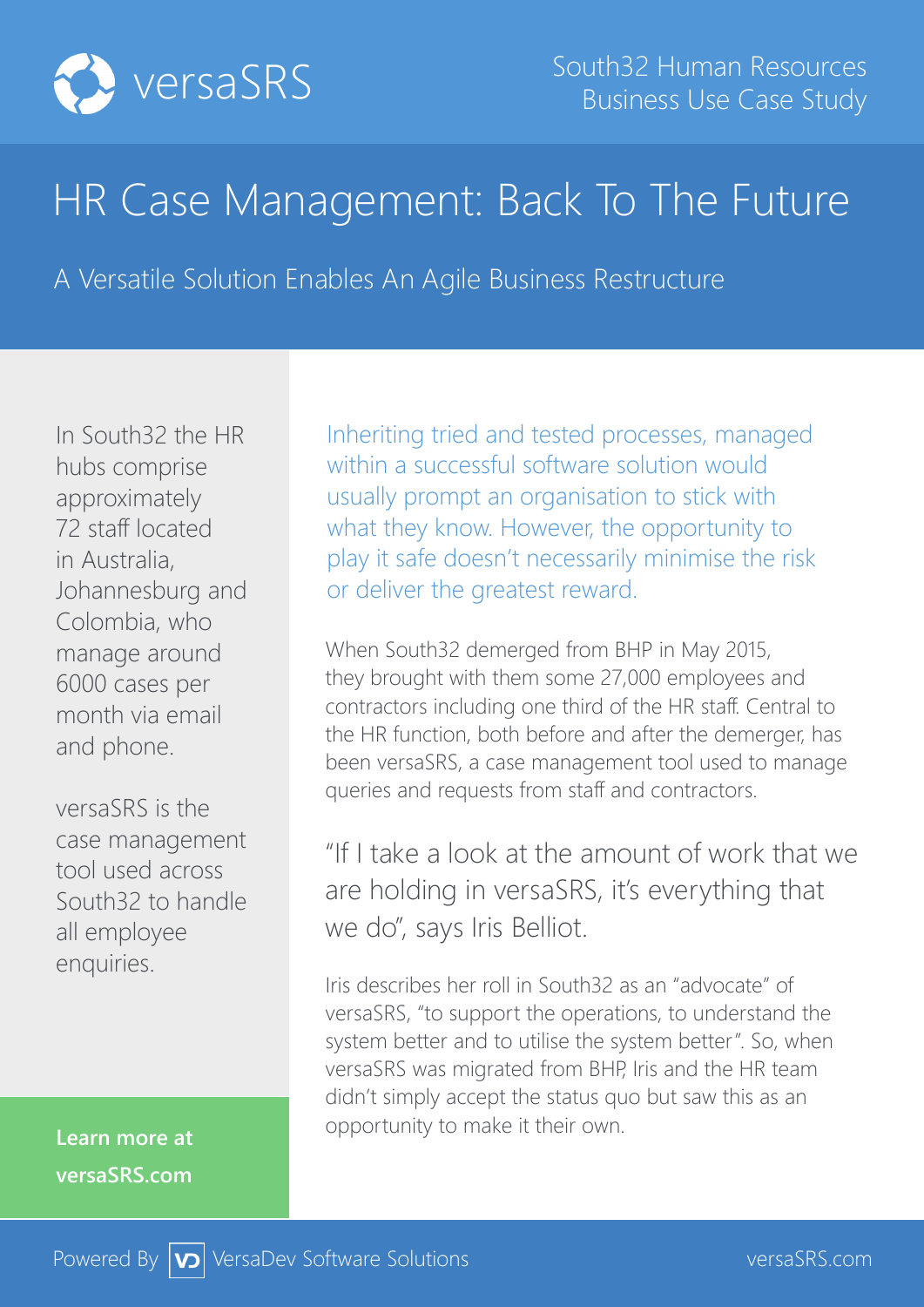versaSRS

South32 Human Resources
Business Use Case Study

# HR Case Management: Back To The Future

## A Versatile Solution Enables An Agile Business Restructure

In South32 the HR hubs comprise approximately 72 staff located in Australia, Johannesburg and Colombia, who manage around 6000 cases per month via email and phone.

versaSRS is the case management tool used across South32 to handle all employee enquiries.

**Learn more at versaSRS.com**

Inheriting tried and tested processes, managed within a successful software solution would usually prompt an organisation to stick with what they know. However, the opportunity to play it safe doesn't necessarily minimise the risk or deliver the greatest reward.

When South32 demerged from BHP in May 2015, they brought with them some 27,000 employees and contractors including one third of the HR staff. Central to the HR function, both before and after the demerger, has been versaSRS, a case management tool used to manage queries and requests from staff and contractors.

"If I take a look at the amount of work that we are holding in versaSRS, it's everything that we do", says Iris Belliot.

Iris describes her roll in South32 as an "advocate" of versaSRS, "to support the operations, to understand the system better and to utilise the system better". So, when versaSRS was migrated from BHP, Iris and the HR team didn't simply accept the status quo but saw this as an opportunity to make it their own.

Powered By VersaDev Software Solutions — versaSRS.com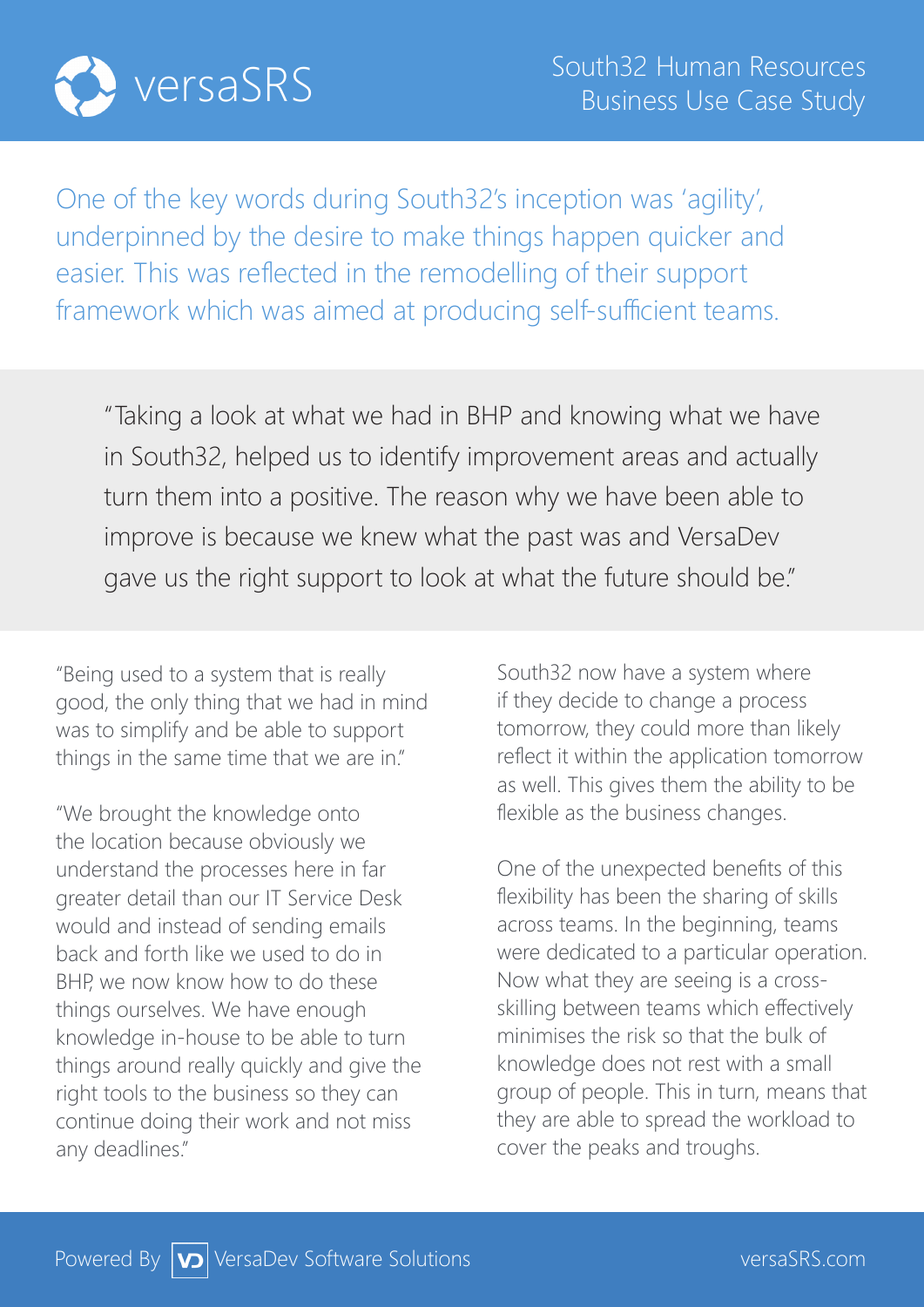One of the key words during South32's inception was 'agility', underpinned by the desire to make things happen quicker and easier. This was reflected in the remodelling of their support framework which was aimed at producing self-sufficient teams.

> "Taking a look at what we had in BHP and knowing what we have in South32, helped us to identify improvement areas and actually turn them into a positive. The reason why we have been able to improve is because we knew what the past was and VersaDev gave us the right support to look at what the future should be."

"Being used to a system that is really good, the only thing that we had in mind was to simplify and be able to support things in the same time that we are in."

"We brought the knowledge onto the location because obviously we understand the processes here in far greater detail than our IT Service Desk would and instead of sending emails back and forth like we used to do in BHP, we now know how to do these things ourselves. We have enough knowledge in-house to be able to turn things around really quickly and give the right tools to the business so they can continue doing their work and not miss any deadlines."

South32 now have a system where if they decide to change a process tomorrow, they could more than likely reflect it within the application tomorrow as well. This gives them the ability to be flexible as the business changes.

One of the unexpected benefits of this flexibility has been the sharing of skills across teams. In the beginning, teams were dedicated to a particular operation. Now what they are seeing is a cross-skilling between teams which effectively minimises the risk so that the bulk of knowledge does not rest with a small group of people. This in turn, means that they are able to spread the workload to cover the peaks and troughs.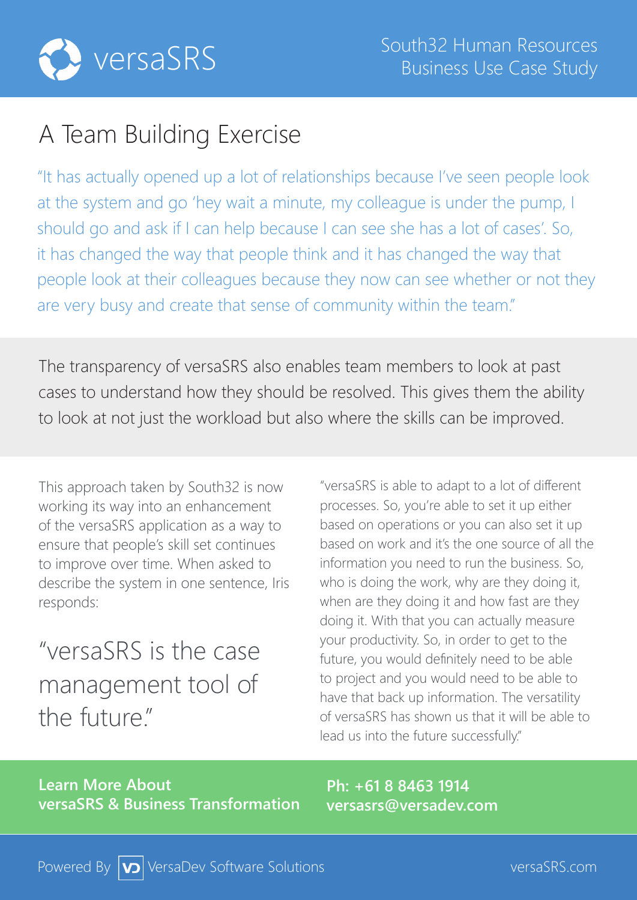# A Team Building Exercise

"It has actually opened up a lot of relationships because I've seen people look at the system and go 'hey wait a minute, my colleague is under the pump, I should go and ask if I can help because I can see she has a lot of cases'. So, it has changed the way that people think and it has changed the way that people look at their colleagues because they now can see whether or not they are very busy and create that sense of community within the team."

The transparency of versaSRS also enables team members to look at past cases to understand how they should be resolved. This gives them the ability to look at not just the workload but also where the skills can be improved.

This approach taken by South32 is now working its way into an enhancement of the versaSRS application as a way to ensure that people's skill set continues to improve over time. When asked to describe the system in one sentence, Iris responds:

## "versaSRS is the case management tool of the future."

"versaSRS is able to adapt to a lot of different processes. So, you're able to set it up either based on operations or you can also set it up based on work and it's the one source of all the information you need to run the business. So, who is doing the work, why are they doing it, when are they doing it and how fast are they doing it. With that you can actually measure your productivity. So, in order to get to the future, you would definitely need to be able to project and you would need to be able to have that back up information. The versatility of versaSRS has shown us that it will be able to lead us into the future successfully."

**Learn More About**
**versaSRS & Business Transformation**

**Ph: +61 8 8463 1914**
**versasrs@versadev.com**

Powered By VersaDev Software Solutions

versaSRS.com